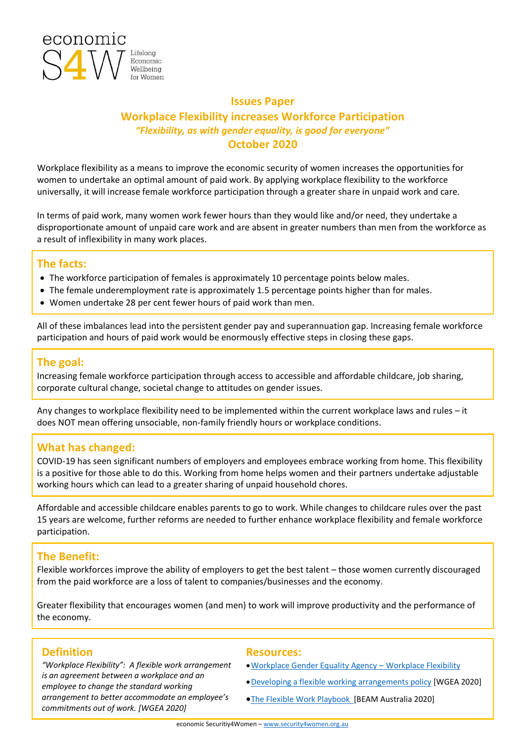economic S4W Lifelong Economic Wellbeing for Women

# Issues Paper

## Workplace Flexibility increases Workforce Participation

*"Flexibility, as with gender equality, is good for everyone"*

**October 2020**

Workplace flexibility as a means to improve the economic security of women increases the opportunities for women to undertake an optimal amount of paid work. By applying workplace flexibility to the workforce universally, it will increase female workforce participation through a greater share in unpaid work and care.

In terms of paid work, many women work fewer hours than they would like and/or need, they undertake a disproportionate amount of unpaid care work and are absent in greater numbers than men from the workforce as a result of inflexibility in many work places.

### The facts:

- The workforce participation of females is approximately 10 percentage points below males.
- The female underemployment rate is approximately 1.5 percentage points higher than for males.
- Women undertake 28 per cent fewer hours of paid work than men.

All of these imbalances lead into the persistent gender pay and superannuation gap. Increasing female workforce participation and hours of paid work would be enormously effective steps in closing these gaps.

### The goal:

Increasing female workforce participation through access to accessible and affordable childcare, job sharing, corporate cultural change, societal change to attitudes on gender issues.

Any changes to workplace flexibility need to be implemented within the current workplace laws and rules – it does NOT mean offering unsociable, non-family friendly hours or workplace conditions.

### What has changed:

COVID-19 has seen significant numbers of employers and employees embrace working from home. This flexibility is a positive for those able to do this. Working from home helps women and their partners undertake adjustable working hours which can lead to a greater sharing of unpaid household chores.

Affordable and accessible childcare enables parents to go to work. While changes to childcare rules over the past 15 years are welcome, further reforms are needed to further enhance workplace flexibility and female workforce participation.

### The Benefit:

Flexible workforces improve the ability of employers to get the best talent – those women currently discouraged from the paid workforce are a loss of talent to companies/businesses and the economy.

Greater flexibility that encourages women (and men) to work will improve productivity and the performance of the economy.

### Definition

*"Workplace Flexibility": A flexible work arrangement is an agreement between a workplace and an employee to change the standard working arrangement to better accommodate an employee's commitments out of work. [WGEA 2020]*

### Resources:

- Workplace Gender Equality Agency – Workplace Flexibility
- Developing a flexible working arrangements policy [WGEA 2020]
- The Flexible Work Playbook [BEAM Australia 2020]

economic Securitiy4Women – www.security4women.org.au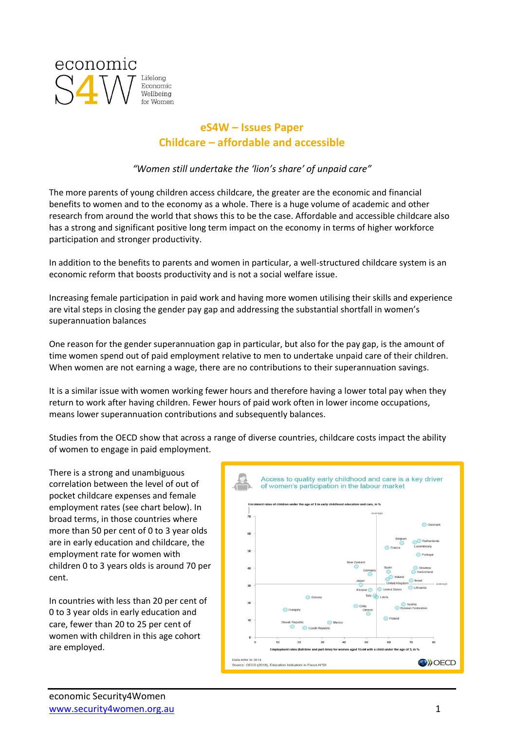# eS4W – Issues Paper

## Childcare – affordable and accessible

*"Women still undertake the 'lion's share' of unpaid care"*

The more parents of young children access childcare, the greater are the economic and financial benefits to women and to the economy as a whole. There is a huge volume of academic and other research from around the world that shows this to be the case. Affordable and accessible childcare also has a strong and significant positive long term impact on the economy in terms of higher workforce participation and stronger productivity.

In addition to the benefits to parents and women in particular, a well-structured childcare system is an economic reform that boosts productivity and is not a social welfare issue.

Increasing female participation in paid work and having more women utilising their skills and experience are vital steps in closing the gender pay gap and addressing the substantial shortfall in women's superannuation balances

One reason for the gender superannuation gap in particular, but also for the pay gap, is the amount of time women spend out of paid employment relative to men to undertake unpaid care of their children. When women are not earning a wage, there are no contributions to their superannuation savings.

It is a similar issue with women working fewer hours and therefore having a lower total pay when they return to work after having children. Fewer hours of paid work often in lower income occupations, means lower superannuation contributions and subsequently balances.

Studies from the OECD show that across a range of diverse countries, childcare costs impact the ability of women to engage in paid employment.

There is a strong and unambiguous correlation between the level of out of pocket childcare expenses and female employment rates (see chart below). In broad terms, in those countries where more than 50 per cent of 0 to 3 year olds are in early education and childcare, the employment rate for women with children 0 to 3 years olds is around 70 per cent.

In countries with less than 20 per cent of 0 to 3 year olds in early education and care, fewer than 20 to 25 per cent of women with children in this age cohort are employed.

**Access to quality early childhood and care is a key driver of women's participation in the labour market**

Data refer to 2014.
Source: OECD (2018), Education Indicators in Focus N°59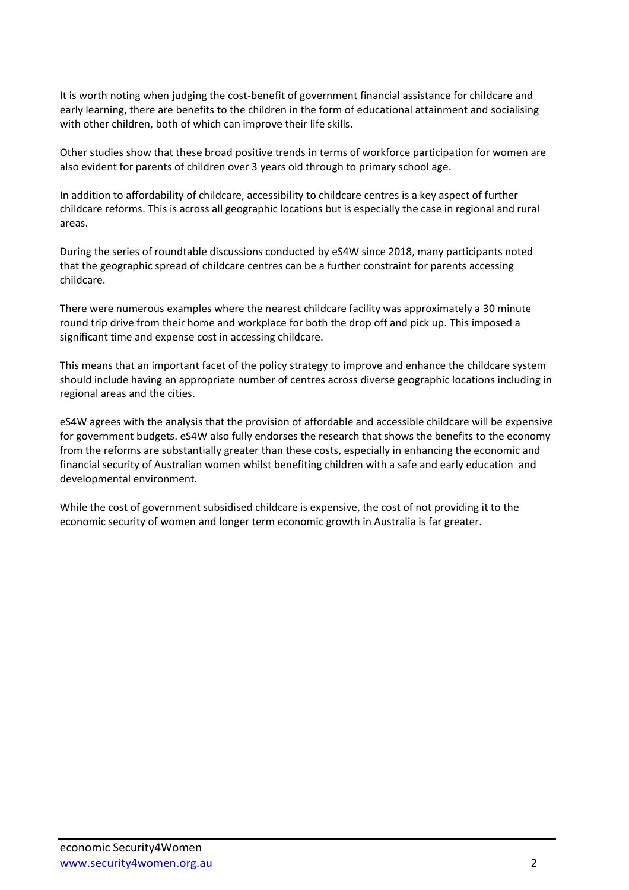It is worth noting when judging the cost-benefit of government financial assistance for childcare and early learning, there are benefits to the children in the form of educational attainment and socialising with other children, both of which can improve their life skills.

Other studies show that these broad positive trends in terms of workforce participation for women are also evident for parents of children over 3 years old through to primary school age.

In addition to affordability of childcare, accessibility to childcare centres is a key aspect of further childcare reforms. This is across all geographic locations but is especially the case in regional and rural areas.

During the series of roundtable discussions conducted by eS4W since 2018, many participants noted that the geographic spread of childcare centres can be a further constraint for parents accessing childcare.

There were numerous examples where the nearest childcare facility was approximately a 30 minute round trip drive from their home and workplace for both the drop off and pick up. This imposed a significant time and expense cost in accessing childcare.

This means that an important facet of the policy strategy to improve and enhance the childcare system should include having an appropriate number of centres across diverse geographic locations including in regional areas and the cities.

eS4W agrees with the analysis that the provision of affordable and accessible childcare will be expensive for government budgets. eS4W also fully endorses the research that shows the benefits to the economy from the reforms are substantially greater than these costs, especially in enhancing the economic and financial security of Australian women whilst benefiting children with a safe and early education and developmental environment.

While the cost of government subsidised childcare is expensive, the cost of not providing it to the economic security of women and longer term economic growth in Australia is far greater.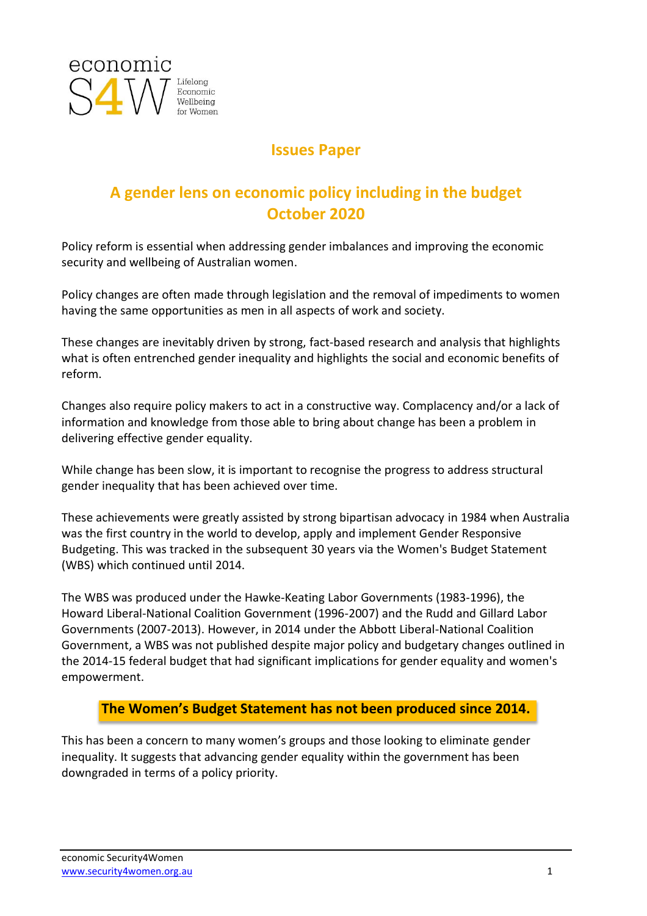economic S4W Lifelong Economic Wellbeing for Women

## Issues Paper

## A gender lens on economic policy including in the budget October 2020

Policy reform is essential when addressing gender imbalances and improving the economic security and wellbeing of Australian women.

Policy changes are often made through legislation and the removal of impediments to women having the same opportunities as men in all aspects of work and society.

These changes are inevitably driven by strong, fact-based research and analysis that highlights what is often entrenched gender inequality and highlights the social and economic benefits of reform.

Changes also require policy makers to act in a constructive way. Complacency and/or a lack of information and knowledge from those able to bring about change has been a problem in delivering effective gender equality.

While change has been slow, it is important to recognise the progress to address structural gender inequality that has been achieved over time.

These achievements were greatly assisted by strong bipartisan advocacy in 1984 when Australia was the first country in the world to develop, apply and implement Gender Responsive Budgeting. This was tracked in the subsequent 30 years via the Women's Budget Statement (WBS) which continued until 2014.

The WBS was produced under the Hawke-Keating Labor Governments (1983-1996), the Howard Liberal-National Coalition Government (1996-2007) and the Rudd and Gillard Labor Governments (2007-2013). However, in 2014 under the Abbott Liberal-National Coalition Government, a WBS was not published despite major policy and budgetary changes outlined in the 2014-15 federal budget that had significant implications for gender equality and women's empowerment.

**The Women's Budget Statement has not been produced since 2014.**

This has been a concern to many women's groups and those looking to eliminate gender inequality. It suggests that advancing gender equality within the government has been downgraded in terms of a policy priority.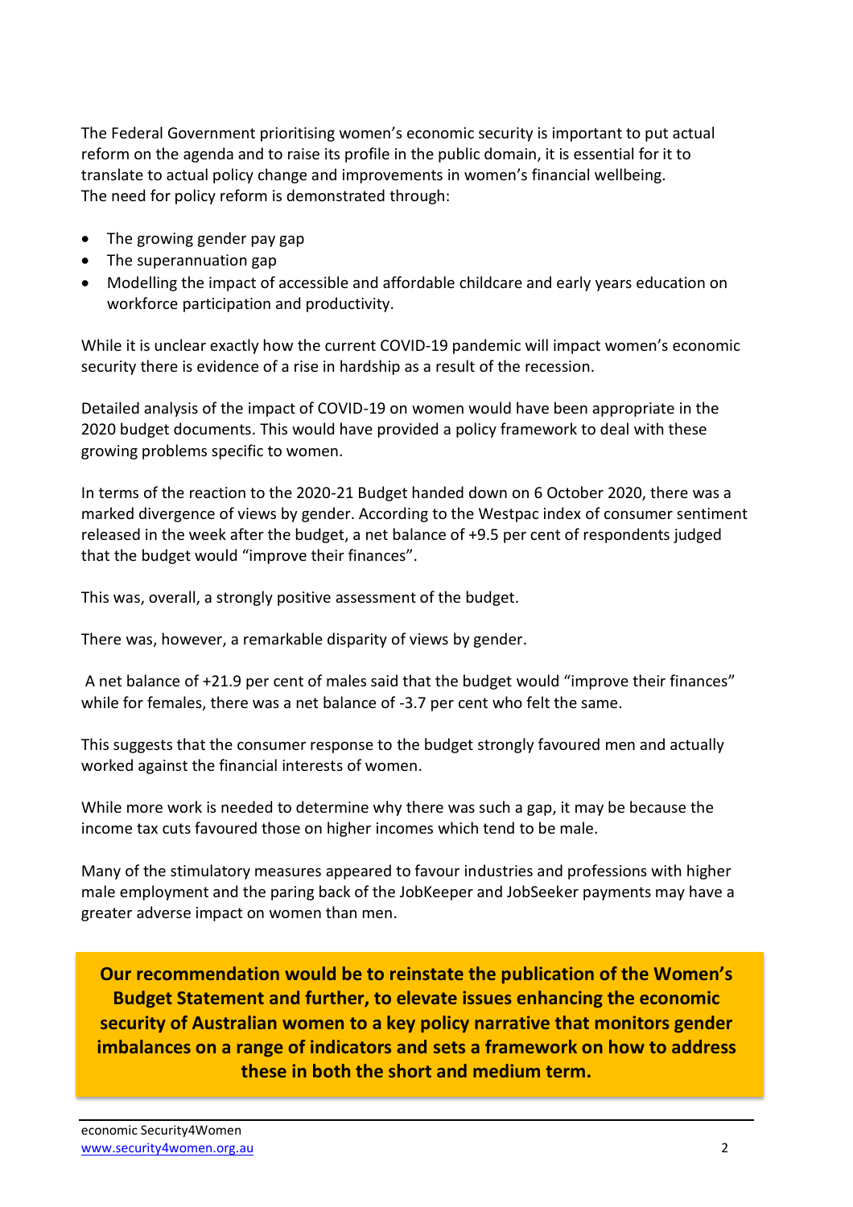The Federal Government prioritising women's economic security is important to put actual reform on the agenda and to raise its profile in the public domain, it is essential for it to translate to actual policy change and improvements in women's financial wellbeing.
The need for policy reform is demonstrated through:

- The growing gender pay gap
- The superannuation gap
- Modelling the impact of accessible and affordable childcare and early years education on workforce participation and productivity.

While it is unclear exactly how the current COVID-19 pandemic will impact women's economic security there is evidence of a rise in hardship as a result of the recession.

Detailed analysis of the impact of COVID-19 on women would have been appropriate in the 2020 budget documents. This would have provided a policy framework to deal with these growing problems specific to women.

In terms of the reaction to the 2020-21 Budget handed down on 6 October 2020, there was a marked divergence of views by gender. According to the Westpac index of consumer sentiment released in the week after the budget, a net balance of +9.5 per cent of respondents judged that the budget would "improve their finances".

This was, overall, a strongly positive assessment of the budget.

There was, however, a remarkable disparity of views by gender.

A net balance of +21.9 per cent of males said that the budget would "improve their finances" while for females, there was a net balance of -3.7 per cent who felt the same.

This suggests that the consumer response to the budget strongly favoured men and actually worked against the financial interests of women.

While more work is needed to determine why there was such a gap, it may be because the income tax cuts favoured those on higher incomes which tend to be male.

Many of the stimulatory measures appeared to favour industries and professions with higher male employment and the paring back of the JobKeeper and JobSeeker payments may have a greater adverse impact on women than men.

**Our recommendation would be to reinstate the publication of the Women's Budget Statement and further, to elevate issues enhancing the economic security of Australian women to a key policy narrative that monitors gender imbalances on a range of indicators and sets a framework on how to address these in both the short and medium term.**